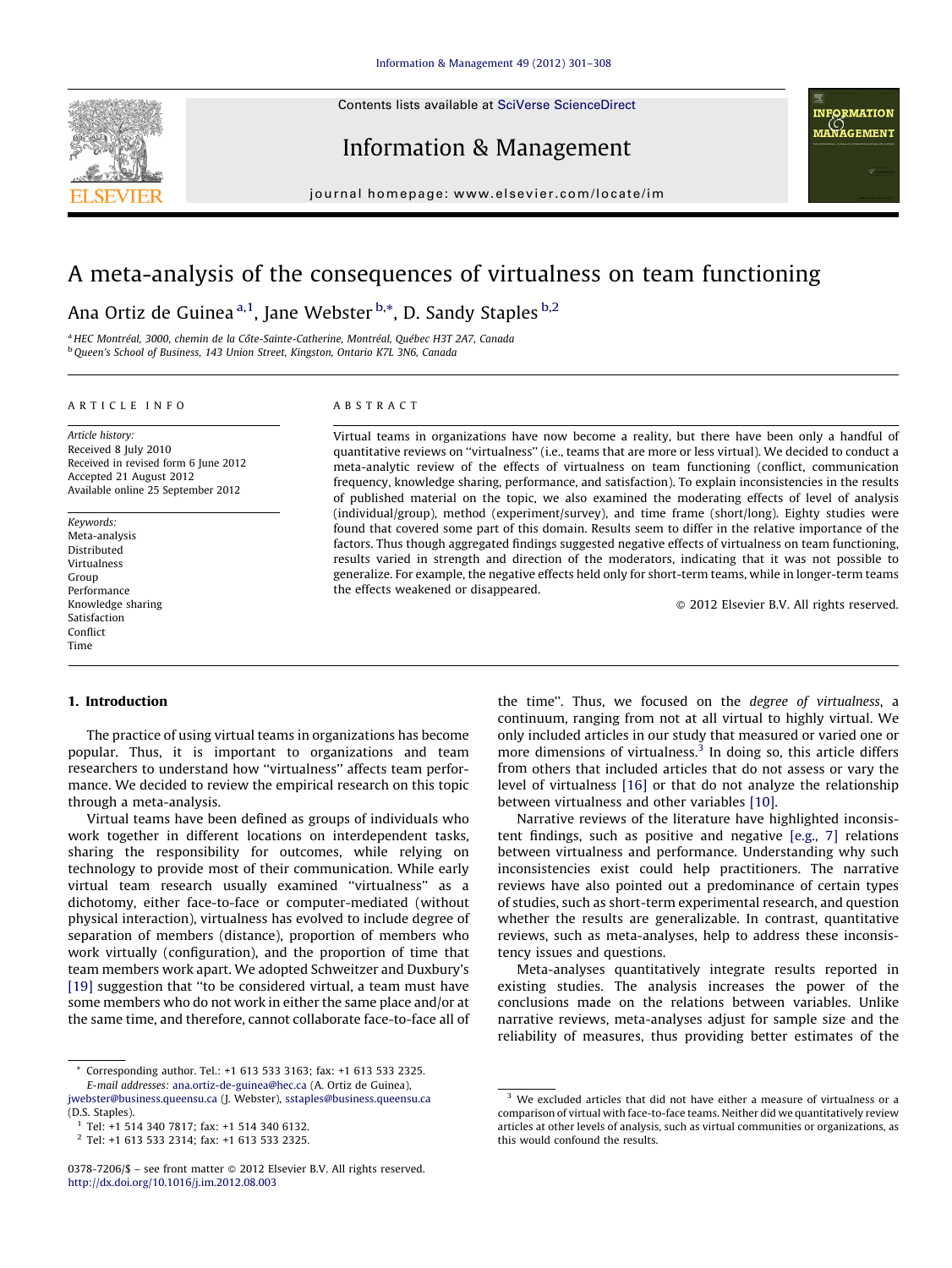# A meta-analysis of the consequences of virtualness on team functioning

Ana Ortiz de Guinea [a,1], Jane Webster [b,*], D. Sandy Staples [b,2]

[a] HEC Montréal, 3000, chemin de la Côte-Sainte-Catherine, Montréal, Québec H3T 2A7, Canada
[b] Queen's School of Business, 143 Union Street, Kingston, Ontario K7L 3N6, Canada

## ARTICLE INFO

*Article history:*
Received 8 July 2010
Received in revised form 6 June 2012
Accepted 21 August 2012
Available online 25 September 2012

*Keywords:*
Meta-analysis
Distributed
Virtualness
Group
Performance
Knowledge sharing
Satisfaction
Conflict
Time

## ABSTRACT

Virtual teams in organizations have now become a reality, but there have been only a handful of quantitative reviews on ''virtualness'' (i.e., teams that are more or less virtual). We decided to conduct a meta-analytic review of the effects of virtualness on team functioning (conflict, communication frequency, knowledge sharing, performance, and satisfaction). To explain inconsistencies in the results of published material on the topic, we also examined the moderating effects of level of analysis (individual/group), method (experiment/survey), and time frame (short/long). Eighty studies were found that covered some part of this domain. Results seem to differ in the relative importance of the factors. Thus though aggregated findings suggested negative effects of virtualness on team functioning, results varied in strength and direction of the moderators, indicating that it was not possible to generalize. For example, the negative effects held only for short-term teams, while in longer-term teams the effects weakened or disappeared.

© 2012 Elsevier B.V. All rights reserved.

## 1. Introduction

The practice of using virtual teams in organizations has become popular. Thus, it is important to organizations and team researchers to understand how ''virtualness'' affects team performance. We decided to review the empirical research on this topic through a meta-analysis.

Virtual teams have been defined as groups of individuals who work together in different locations on interdependent tasks, sharing the responsibility for outcomes, while relying on technology to provide most of their communication. While early virtual team research usually examined ''virtualness'' as a dichotomy, either face-to-face or computer-mediated (without physical interaction), virtualness has evolved to include degree of separation of members (distance), proportion of members who work virtually (configuration), and the proportion of time that team members work apart. We adopted Schweitzer and Duxbury's [19] suggestion that ''to be considered virtual, a team must have some members who do not work in either the same place and/or at the same time, and therefore, cannot collaborate face-to-face all of the time''. Thus, we focused on the *degree of virtualness*, a continuum, ranging from not at all virtual to highly virtual. We only included articles in our study that measured or varied one or more dimensions of virtualness.[3] In doing so, this article differs from others that included articles that do not assess or vary the level of virtualness [16] or that do not analyze the relationship between virtualness and other variables [10].

Narrative reviews of the literature have highlighted inconsistent findings, such as positive and negative [e.g., 7] relations between virtualness and performance. Understanding why such inconsistencies exist could help practitioners. The narrative reviews have also pointed out a predominance of certain types of studies, such as short-term experimental research, and question whether the results are generalizable. In contrast, quantitative reviews, such as meta-analyses, help to address these inconsistency issues and questions.

Meta-analyses quantitatively integrate results reported in existing studies. The analysis increases the power of the conclusions made on the relations between variables. Unlike narrative reviews, meta-analyses adjust for sample size and the reliability of measures, thus providing better estimates of the

---

\* Corresponding author. Tel.: +1 613 533 3163; fax: +1 613 533 2325.
*E-mail addresses:* ana.ortiz-de-guinea@hec.ca (A. Ortiz de Guinea), jwebster@business.queensu.ca (J. Webster), sstaples@business.queensu.ca (D.S. Staples).

[1] Tel: +1 514 340 7817; fax: +1 514 340 6132.

[2] Tel: +1 613 533 2314; fax: +1 613 533 2325.

[3] We excluded articles that did not have either a measure of virtualness or a comparison of virtual with face-to-face teams. Neither did we quantitatively review articles at other levels of analysis, such as virtual communities or organizations, as this would confound the results.

0378-7206/$ – see front matter © 2012 Elsevier B.V. All rights reserved.
http://dx.doi.org/10.1016/j.im.2012.08.003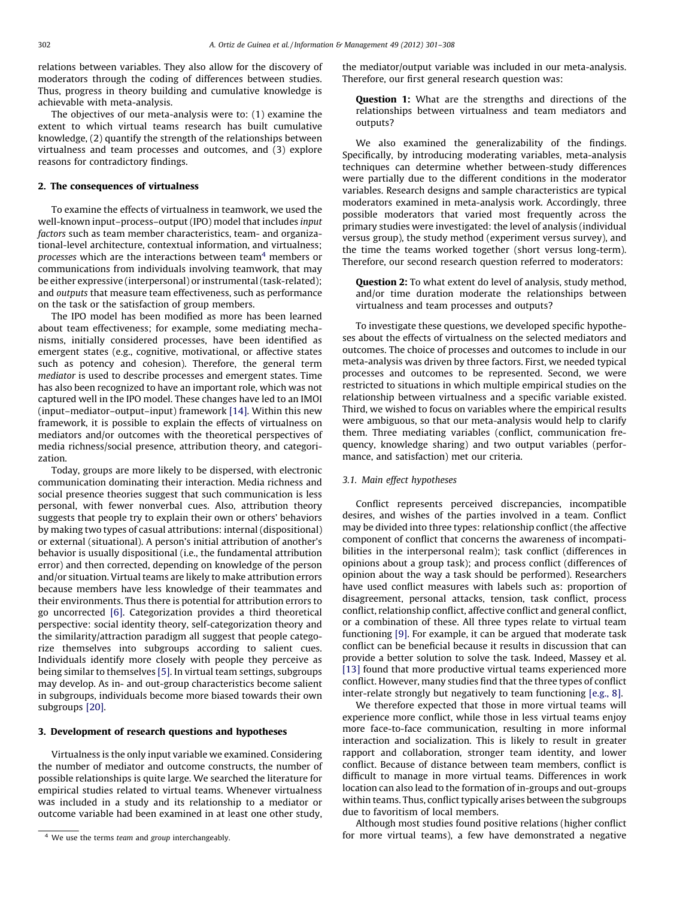relations between variables. They also allow for the discovery of moderators through the coding of differences between studies. Thus, progress in theory building and cumulative knowledge is achievable with meta-analysis.

The objectives of our meta-analysis were to: (1) examine the extent to which virtual teams research has built cumulative knowledge, (2) quantify the strength of the relationships between virtualness and team processes and outcomes, and (3) explore reasons for contradictory findings.

## 2. The consequences of virtualness

To examine the effects of virtualness in teamwork, we used the well-known input–process–output (IPO) model that includes *input factors* such as team member characteristics, team- and organizational-level architecture, contextual information, and virtualness; *processes* which are the interactions between team[4] members or communications from individuals involving teamwork, that may be either expressive (interpersonal) or instrumental (task-related); and *outputs* that measure team effectiveness, such as performance on the task or the satisfaction of group members.

The IPO model has been modified as more has been learned about team effectiveness; for example, some mediating mechanisms, initially considered processes, have been identified as emergent states (e.g., cognitive, motivational, or affective states such as potency and cohesion). Therefore, the general term *mediator* is used to describe processes and emergent states. Time has also been recognized to have an important role, which was not captured well in the IPO model. These changes have led to an IMOI (input–mediator–output–input) framework [14]. Within this new framework, it is possible to explain the effects of virtualness on mediators and/or outcomes with the theoretical perspectives of media richness/social presence, attribution theory, and categorization.

Today, groups are more likely to be dispersed, with electronic communication dominating their interaction. Media richness and social presence theories suggest that such communication is less personal, with fewer nonverbal cues. Also, attribution theory suggests that people try to explain their own or others' behaviors by making two types of casual attributions: internal (dispositional) or external (situational). A person's initial attribution of another's behavior is usually dispositional (i.e., the fundamental attribution error) and then corrected, depending on knowledge of the person and/or situation. Virtual teams are likely to make attribution errors because members have less knowledge of their teammates and their environments. Thus there is potential for attribution errors to go uncorrected [6]. Categorization provides a third theoretical perspective: social identity theory, self-categorization theory and the similarity/attraction paradigm all suggest that people categorize themselves into subgroups according to salient cues. Individuals identify more closely with people they perceive as being similar to themselves [5]. In virtual team settings, subgroups may develop. As in- and out-group characteristics become salient in subgroups, individuals become more biased towards their own subgroups [20].

## 3. Development of research questions and hypotheses

Virtualness is the only input variable we examined. Considering the number of mediator and outcome constructs, the number of possible relationships is quite large. We searched the literature for empirical studies related to virtual teams. Whenever virtualness was included in a study and its relationship to a mediator or outcome variable had been examined in at least one other study, the mediator/output variable was included in our meta-analysis. Therefore, our first general research question was:

> **Question 1:** What are the strengths and directions of the relationships between virtualness and team mediators and outputs?

We also examined the generalizability of the findings. Specifically, by introducing moderating variables, meta-analysis techniques can determine whether between-study differences were partially due to the different conditions in the moderator variables. Research designs and sample characteristics are typical moderators examined in meta-analysis work. Accordingly, three possible moderators that varied most frequently across the primary studies were investigated: the level of analysis (individual versus group), the study method (experiment versus survey), and the time the teams worked together (short versus long-term). Therefore, our second research question referred to moderators:

> **Question 2:** To what extent do level of analysis, study method, and/or time duration moderate the relationships between virtualness and team processes and outputs?

To investigate these questions, we developed specific hypotheses about the effects of virtualness on the selected mediators and outcomes. The choice of processes and outcomes to include in our meta-analysis was driven by three factors. First, we needed typical processes and outcomes to be represented. Second, we were restricted to situations in which multiple empirical studies on the relationship between virtualness and a specific variable existed. Third, we wished to focus on variables where the empirical results were ambiguous, so that our meta-analysis would help to clarify them. Three mediating variables (conflict, communication frequency, knowledge sharing) and two output variables (performance, and satisfaction) met our criteria.

### 3.1. Main effect hypotheses

Conflict represents perceived discrepancies, incompatible desires, and wishes of the parties involved in a team. Conflict may be divided into three types: relationship conflict (the affective component of conflict that concerns the awareness of incompatibilities in the interpersonal realm); task conflict (differences in opinions about a group task); and process conflict (differences of opinion about the way a task should be performed). Researchers have used conflict measures with labels such as: proportion of disagreement, personal attacks, tension, task conflict, process conflict, relationship conflict, affective conflict and general conflict, or a combination of these. All three types relate to virtual team functioning [9]. For example, it can be argued that moderate task conflict can be beneficial because it results in discussion that can provide a better solution to solve the task. Indeed, Massey et al. [13] found that more productive virtual teams experienced more conflict. However, many studies find that the three types of conflict inter-relate strongly but negatively to team functioning [e.g., 8].

We therefore expected that those in more virtual teams will experience more conflict, while those in less virtual teams enjoy more face-to-face communication, resulting in more informal interaction and socialization. This is likely to result in greater rapport and collaboration, stronger team identity, and lower conflict. Because of distance between team members, conflict is difficult to manage in more virtual teams. Differences in work location can also lead to the formation of in-groups and out-groups within teams. Thus, conflict typically arises between the subgroups due to favoritism of local members.

Although most studies found positive relations (higher conflict for more virtual teams), a few have demonstrated a negative

[4] We use the terms *team* and *group* interchangeably.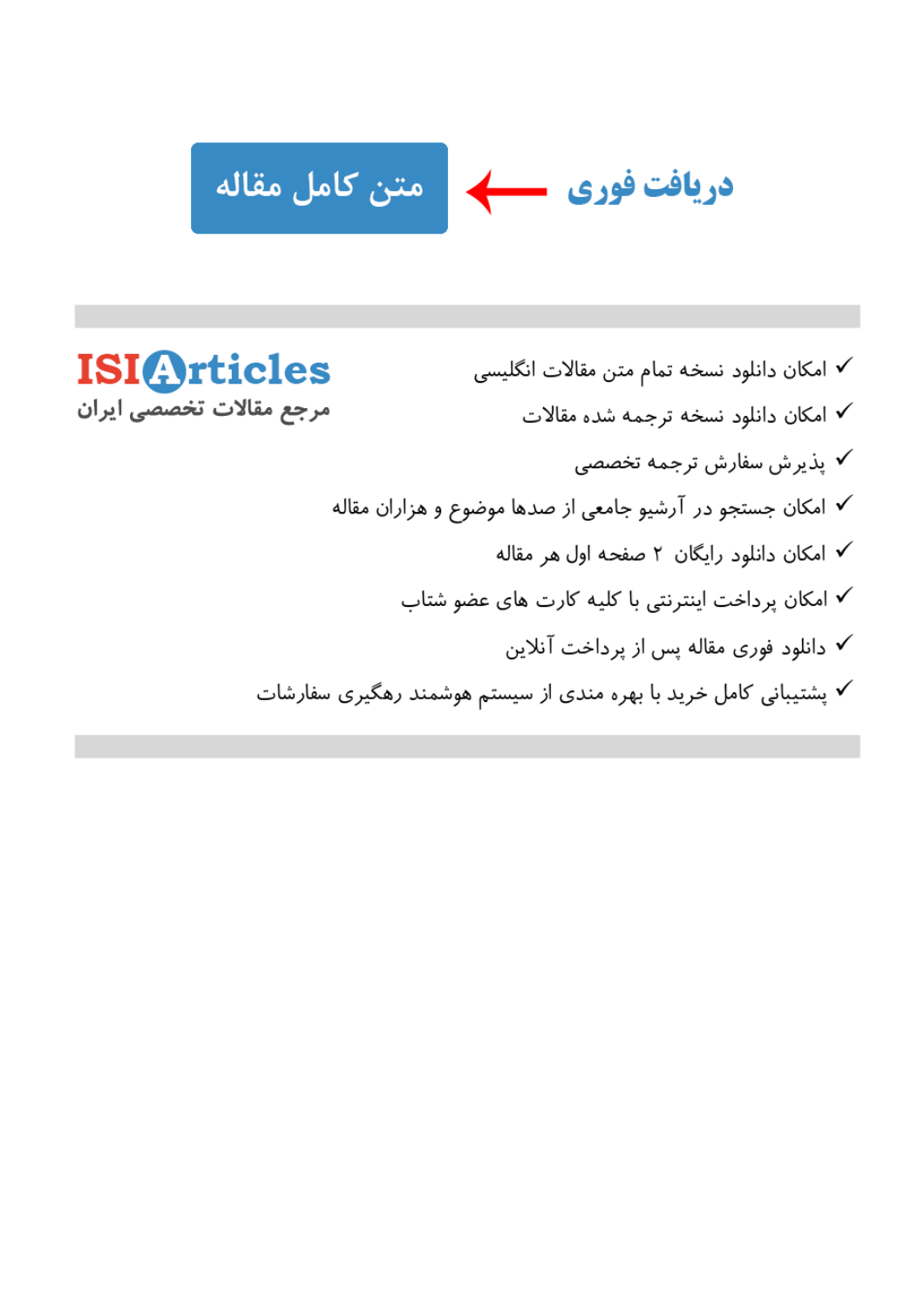**دریافت فوری** ← **متن کامل مقاله**

---

**ISIArticles**
**مرجع مقالات تخصصی ایران**

- ✓ امکان دانلود نسخه تمام متن مقالات انگلیسی
- ✓ امکان دانلود نسخه ترجمه شده مقالات
- ✓ پذیرش سفارش ترجمه تخصصی
- ✓ امکان جستجو در آرشیو جامعی از صدها موضوع و هزاران مقاله
- ✓ امکان دانلود رایگان ۲ صفحه اول هر مقاله
- ✓ امکان پرداخت اینترنتی با کلیه کارت های عضو شتاب
- ✓ دانلود فوری مقاله پس از پرداخت آنلاین
- ✓ پشتیبانی کامل خرید با بهره مندی از سیستم هوشمند رهگیری سفارشات

---